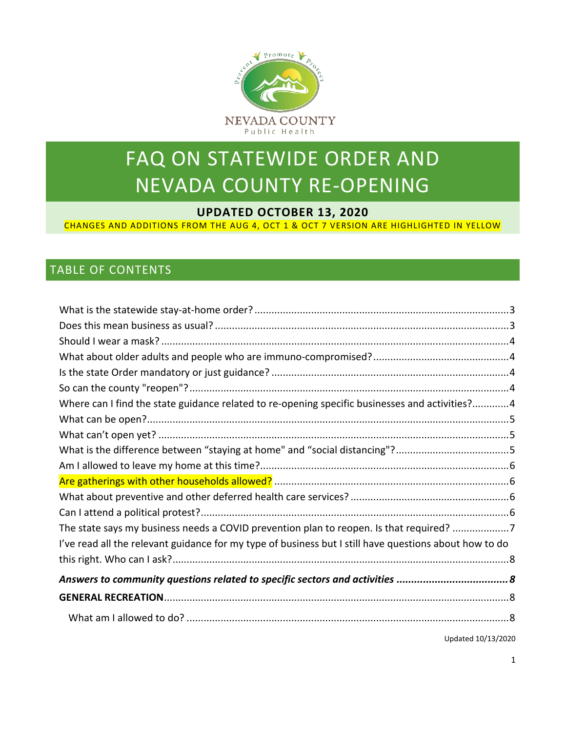NEVADA COUNTY
Public Health

# FAQ ON STATEWIDE ORDER AND NEVADA COUNTY RE-OPENING

**UPDATED OCTOBER 13, 2020**

CHANGES AND ADDITIONS FROM THE AUG 4, OCT 1 & OCT 7 VERSION ARE HIGHLIGHTED IN YELLOW

## TABLE OF CONTENTS

What is the statewide stay-at-home order? ........ 3
Does this mean business as usual? ........ 3
Should I wear a mask? ........ 4
What about older adults and people who are immuno-compromised? ........ 4
Is the state Order mandatory or just guidance? ........ 4
So can the county "reopen"? ........ 4
Where can I find the state guidance related to re-opening specific businesses and activities? ........ 4
What can be open? ........ 5
What can't open yet? ........ 5
What is the difference between "staying at home" and "social distancing"? ........ 5
Am I allowed to leave my home at this time? ........ 6
Are gatherings with other households allowed? ........ 6
What about preventive and other deferred health care services? ........ 6
Can I attend a political protest? ........ 6
The state says my business needs a COVID prevention plan to reopen. Is that required? ........ 7
I've read all the relevant guidance for my type of business but I still have questions about how to do this right. Who can I ask? ........ 8
***Answers to community questions related to specific sectors and activities ........ 8***
**GENERAL RECREATION** ........ 8
What am I allowed to do? ........ 8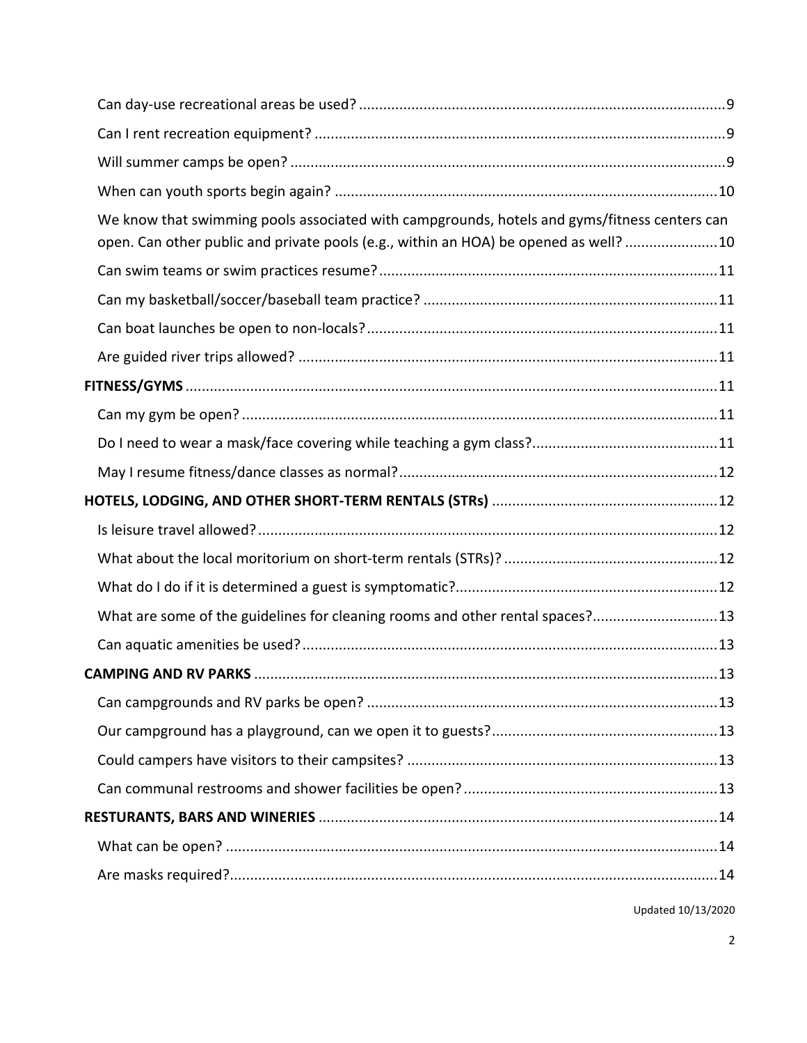Can day-use recreational areas be used? .......... 9

Can I rent recreation equipment? .......... 9

Will summer camps be open? .......... 9

When can youth sports begin again? .......... 10

We know that swimming pools associated with campgrounds, hotels and gyms/fitness centers can open. Can other public and private pools (e.g., within an HOA) be opened as well? .......... 10

Can swim teams or swim practices resume? .......... 11

Can my basketball/soccer/baseball team practice? .......... 11

Can boat launches be open to non-locals? .......... 11

Are guided river trips allowed? .......... 11

**FITNESS/GYMS** .......... 11

Can my gym be open? .......... 11

Do I need to wear a mask/face covering while teaching a gym class? .......... 11

May I resume fitness/dance classes as normal? .......... 12

**HOTELS, LODGING, AND OTHER SHORT-TERM RENTALS (STRs)** .......... 12

Is leisure travel allowed? .......... 12

What about the local moritorium on short-term rentals (STRs)? .......... 12

What do I do if it is determined a guest is symptomatic? .......... 12

What are some of the guidelines for cleaning rooms and other rental spaces? .......... 13

Can aquatic amenities be used? .......... 13

**CAMPING AND RV PARKS** .......... 13

Can campgrounds and RV parks be open? .......... 13

Our campground has a playground, can we open it to guests? .......... 13

Could campers have visitors to their campsites? .......... 13

Can communal restrooms and shower facilities be open? .......... 13

**RESTURANTS, BARS AND WINERIES** .......... 14

What can be open? .......... 14

Are masks required? .......... 14

Updated 10/13/2020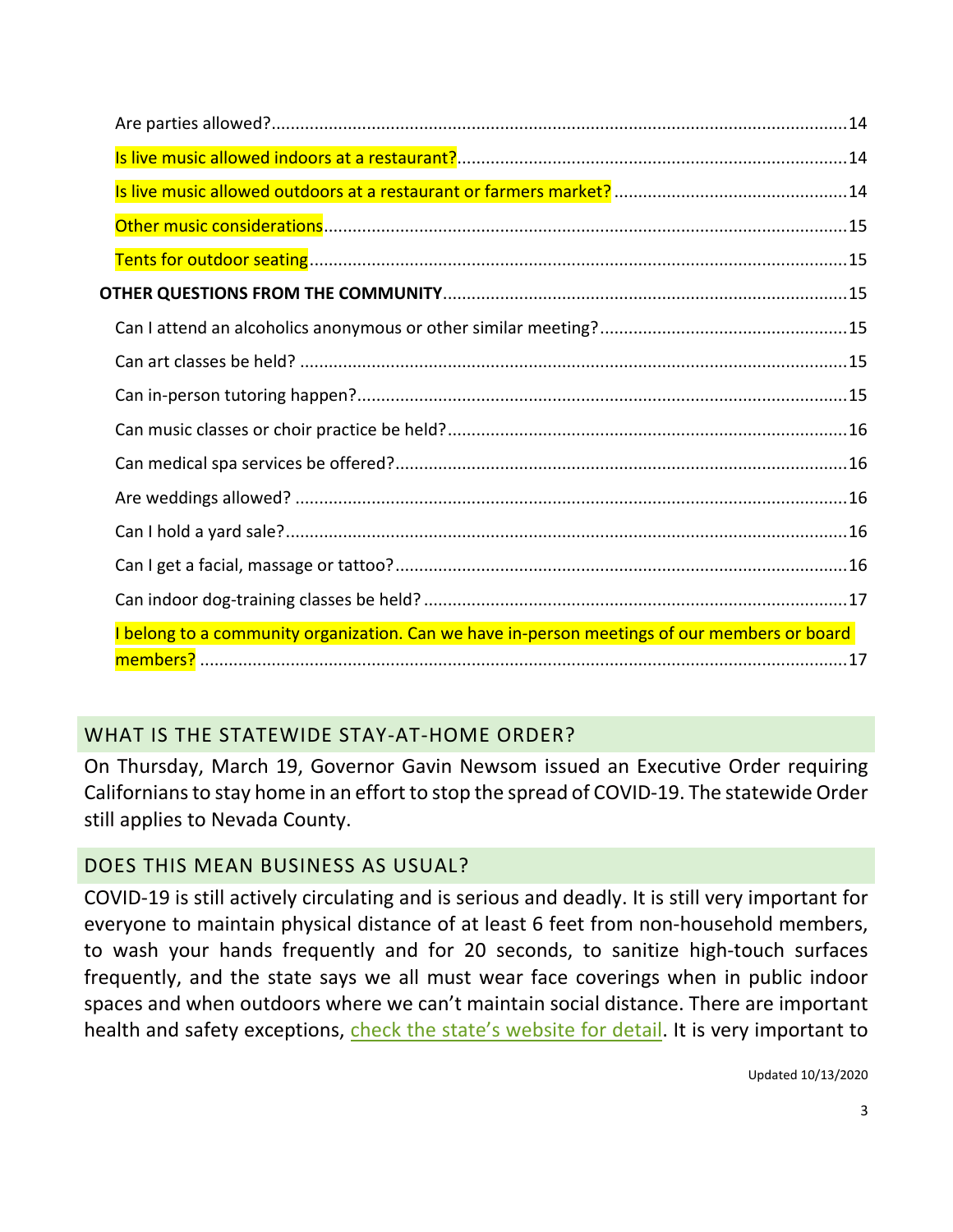Are parties allowed? .......... 14

Is live music allowed indoors at a restaurant? .......... 14

Is live music allowed outdoors at a restaurant or farmers market? .......... 14

Other music considerations .......... 15

Tents for outdoor seating .......... 15

**OTHER QUESTIONS FROM THE COMMUNITY** .......... 15

Can I attend an alcoholics anonymous or other similar meeting? .......... 15

Can art classes be held? .......... 15

Can in-person tutoring happen? .......... 15

Can music classes or choir practice be held? .......... 16

Can medical spa services be offered? .......... 16

Are weddings allowed? .......... 16

Can I hold a yard sale? .......... 16

Can I get a facial, massage or tattoo? .......... 16

Can indoor dog-training classes be held? .......... 17

I belong to a community organization. Can we have in-person meetings of our members or board members? .......... 17

## WHAT IS THE STATEWIDE STAY-AT-HOME ORDER?

On Thursday, March 19, Governor Gavin Newsom issued an Executive Order requiring Californians to stay home in an effort to stop the spread of COVID-19. The statewide Order still applies to Nevada County.

## DOES THIS MEAN BUSINESS AS USUAL?

COVID-19 is still actively circulating and is serious and deadly. It is still very important for everyone to maintain physical distance of at least 6 feet from non-household members, to wash your hands frequently and for 20 seconds, to sanitize high-touch surfaces frequently, and the state says we all must wear face coverings when in public indoor spaces and when outdoors where we can't maintain social distance. There are important health and safety exceptions, check the state's website for detail. It is very important to

Updated 10/13/2020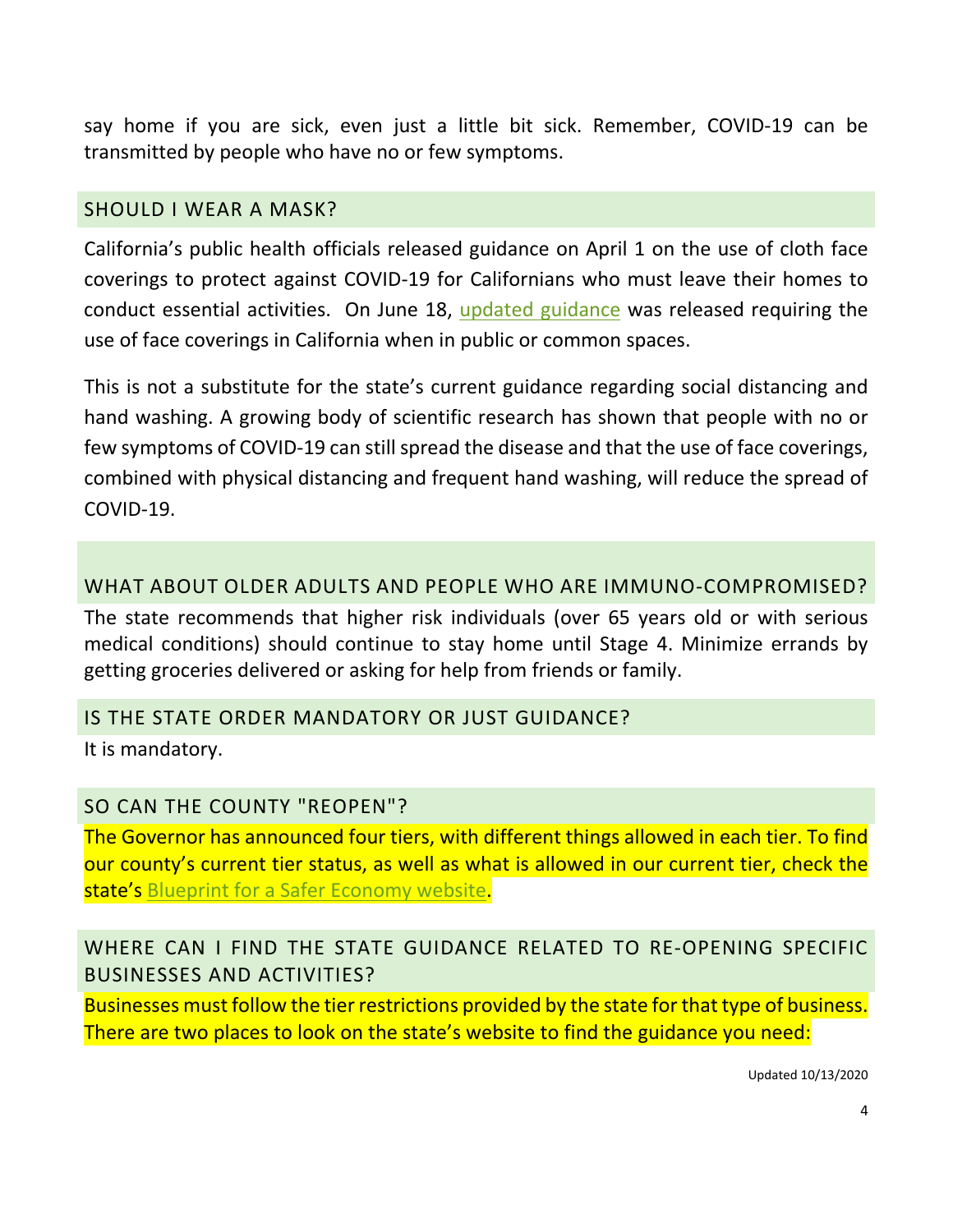say home if you are sick, even just a little bit sick. Remember, COVID-19 can be transmitted by people who have no or few symptoms.

## SHOULD I WEAR A MASK?

California's public health officials released guidance on April 1 on the use of cloth face coverings to protect against COVID-19 for Californians who must leave their homes to conduct essential activities. On June 18, updated guidance was released requiring the use of face coverings in California when in public or common spaces.

This is not a substitute for the state's current guidance regarding social distancing and hand washing. A growing body of scientific research has shown that people with no or few symptoms of COVID-19 can still spread the disease and that the use of face coverings, combined with physical distancing and frequent hand washing, will reduce the spread of COVID-19.

## WHAT ABOUT OLDER ADULTS AND PEOPLE WHO ARE IMMUNO-COMPROMISED?

The state recommends that higher risk individuals (over 65 years old or with serious medical conditions) should continue to stay home until Stage 4. Minimize errands by getting groceries delivered or asking for help from friends or family.

## IS THE STATE ORDER MANDATORY OR JUST GUIDANCE?

It is mandatory.

## SO CAN THE COUNTY "REOPEN"?

The Governor has announced four tiers, with different things allowed in each tier. To find our county's current tier status, as well as what is allowed in our current tier, check the state's Blueprint for a Safer Economy website.

## WHERE CAN I FIND THE STATE GUIDANCE RELATED TO RE-OPENING SPECIFIC BUSINESSES AND ACTIVITIES?

Businesses must follow the tier restrictions provided by the state for that type of business. There are two places to look on the state's website to find the guidance you need:

Updated 10/13/2020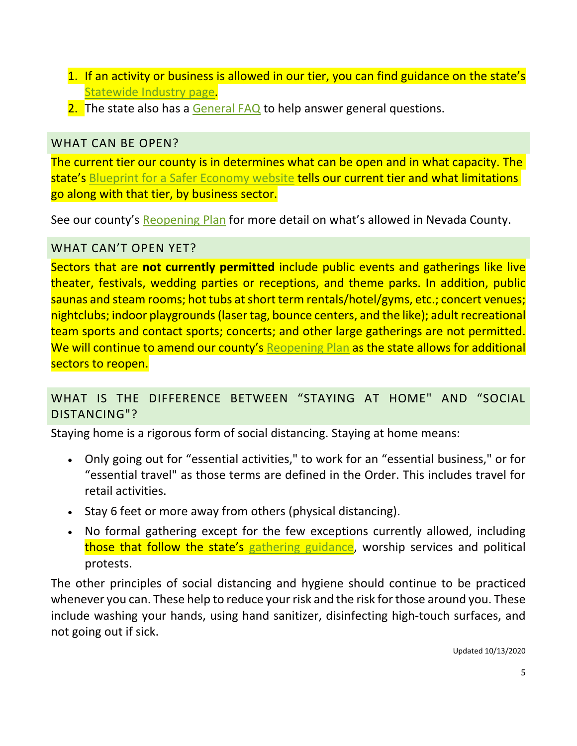1. If an activity or business is allowed in our tier, you can find guidance on the state's Statewide Industry page.
2. The state also has a General FAQ to help answer general questions.

## WHAT CAN BE OPEN?

The current tier our county is in determines what can be open and in what capacity. The state's Blueprint for a Safer Economy website tells our current tier and what limitations go along with that tier, by business sector.

See our county's Reopening Plan for more detail on what's allowed in Nevada County.

## WHAT CAN'T OPEN YET?

Sectors that are **not currently permitted** include public events and gatherings like live theater, festivals, wedding parties or receptions, and theme parks. In addition, public saunas and steam rooms; hot tubs at short term rentals/hotel/gyms, etc.; concert venues; nightclubs; indoor playgrounds (laser tag, bounce centers, and the like); adult recreational team sports and contact sports; concerts; and other large gatherings are not permitted. We will continue to amend our county's Reopening Plan as the state allows for additional sectors to reopen.

## WHAT IS THE DIFFERENCE BETWEEN "STAYING AT HOME" AND "SOCIAL DISTANCING"?

Staying home is a rigorous form of social distancing. Staying at home means:

- Only going out for "essential activities," to work for an "essential business," or for "essential travel" as those terms are defined in the Order. This includes travel for retail activities.
- Stay 6 feet or more away from others (physical distancing).
- No formal gathering except for the few exceptions currently allowed, including those that follow the state's gathering guidance, worship services and political protests.

The other principles of social distancing and hygiene should continue to be practiced whenever you can. These help to reduce your risk and the risk for those around you. These include washing your hands, using hand sanitizer, disinfecting high-touch surfaces, and not going out if sick.

Updated 10/13/2020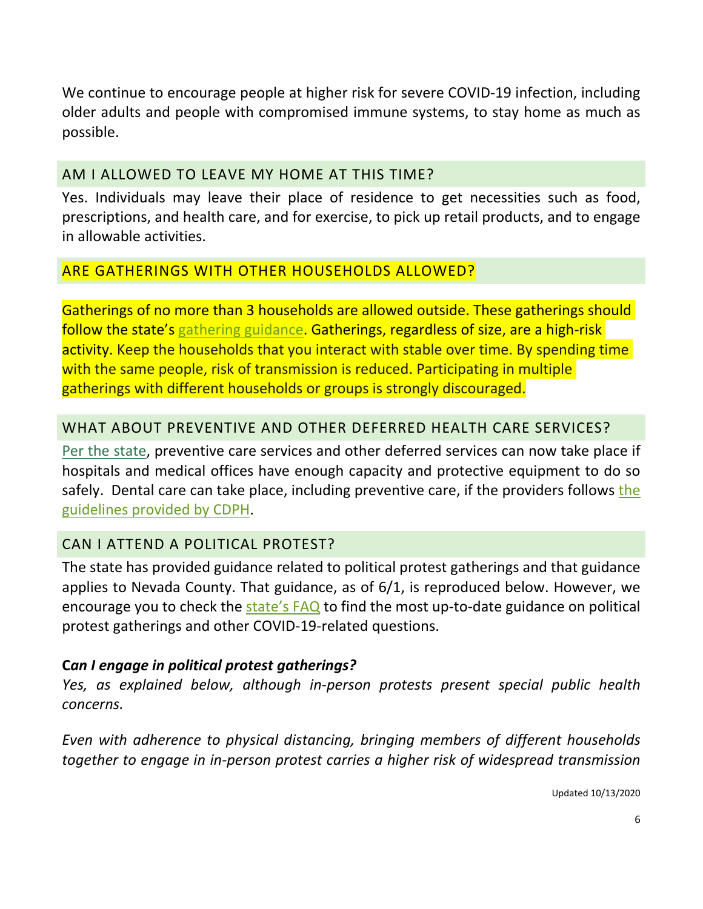We continue to encourage people at higher risk for severe COVID-19 infection, including older adults and people with compromised immune systems, to stay home as much as possible.

## AM I ALLOWED TO LEAVE MY HOME AT THIS TIME?

Yes. Individuals may leave their place of residence to get necessities such as food, prescriptions, and health care, and for exercise, to pick up retail products, and to engage in allowable activities.

## ARE GATHERINGS WITH OTHER HOUSEHOLDS ALLOWED?

Gatherings of no more than 3 households are allowed outside. These gatherings should follow the state's gathering guidance. Gatherings, regardless of size, are a high-risk activity. Keep the households that you interact with stable over time. By spending time with the same people, risk of transmission is reduced. Participating in multiple gatherings with different households or groups is strongly discouraged.

## WHAT ABOUT PREVENTIVE AND OTHER DEFERRED HEALTH CARE SERVICES?

Per the state, preventive care services and other deferred services can now take place if hospitals and medical offices have enough capacity and protective equipment to do so safely. Dental care can take place, including preventive care, if the providers follows the guidelines provided by CDPH.

## CAN I ATTEND A POLITICAL PROTEST?

The state has provided guidance related to political protest gatherings and that guidance applies to Nevada County. That guidance, as of 6/1, is reproduced below. However, we encourage you to check the state's FAQ to find the most up-to-date guidance on political protest gatherings and other COVID-19-related questions.

***Can I engage in political protest gatherings?***

*Yes, as explained below, although in-person protests present special public health concerns.*

*Even with adherence to physical distancing, bringing members of different households together to engage in in-person protest carries a higher risk of widespread transmission*

Updated 10/13/2020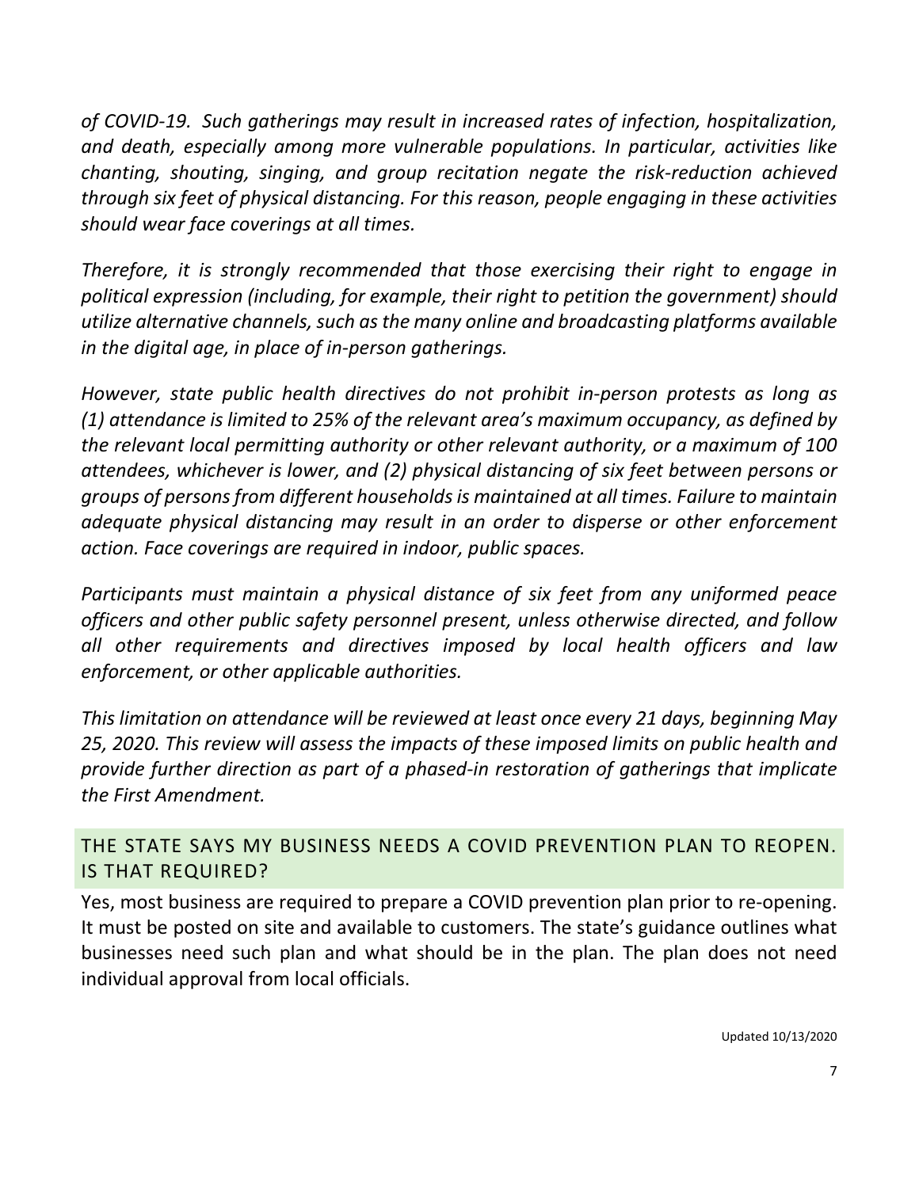*of COVID-19. Such gatherings may result in increased rates of infection, hospitalization, and death, especially among more vulnerable populations. In particular, activities like chanting, shouting, singing, and group recitation negate the risk-reduction achieved through six feet of physical distancing. For this reason, people engaging in these activities should wear face coverings at all times.*

*Therefore, it is strongly recommended that those exercising their right to engage in political expression (including, for example, their right to petition the government) should utilize alternative channels, such as the many online and broadcasting platforms available in the digital age, in place of in-person gatherings.*

*However, state public health directives do not prohibit in-person protests as long as (1) attendance is limited to 25% of the relevant area's maximum occupancy, as defined by the relevant local permitting authority or other relevant authority, or a maximum of 100 attendees, whichever is lower, and (2) physical distancing of six feet between persons or groups of persons from different households is maintained at all times. Failure to maintain adequate physical distancing may result in an order to disperse or other enforcement action. Face coverings are required in indoor, public spaces.*

*Participants must maintain a physical distance of six feet from any uniformed peace officers and other public safety personnel present, unless otherwise directed, and follow all other requirements and directives imposed by local health officers and law enforcement, or other applicable authorities.*

*This limitation on attendance will be reviewed at least once every 21 days, beginning May 25, 2020. This review will assess the impacts of these imposed limits on public health and provide further direction as part of a phased-in restoration of gatherings that implicate the First Amendment.*

## THE STATE SAYS MY BUSINESS NEEDS A COVID PREVENTION PLAN TO REOPEN. IS THAT REQUIRED?

Yes, most business are required to prepare a COVID prevention plan prior to re-opening. It must be posted on site and available to customers. The state's guidance outlines what businesses need such plan and what should be in the plan. The plan does not need individual approval from local officials.

Updated 10/13/2020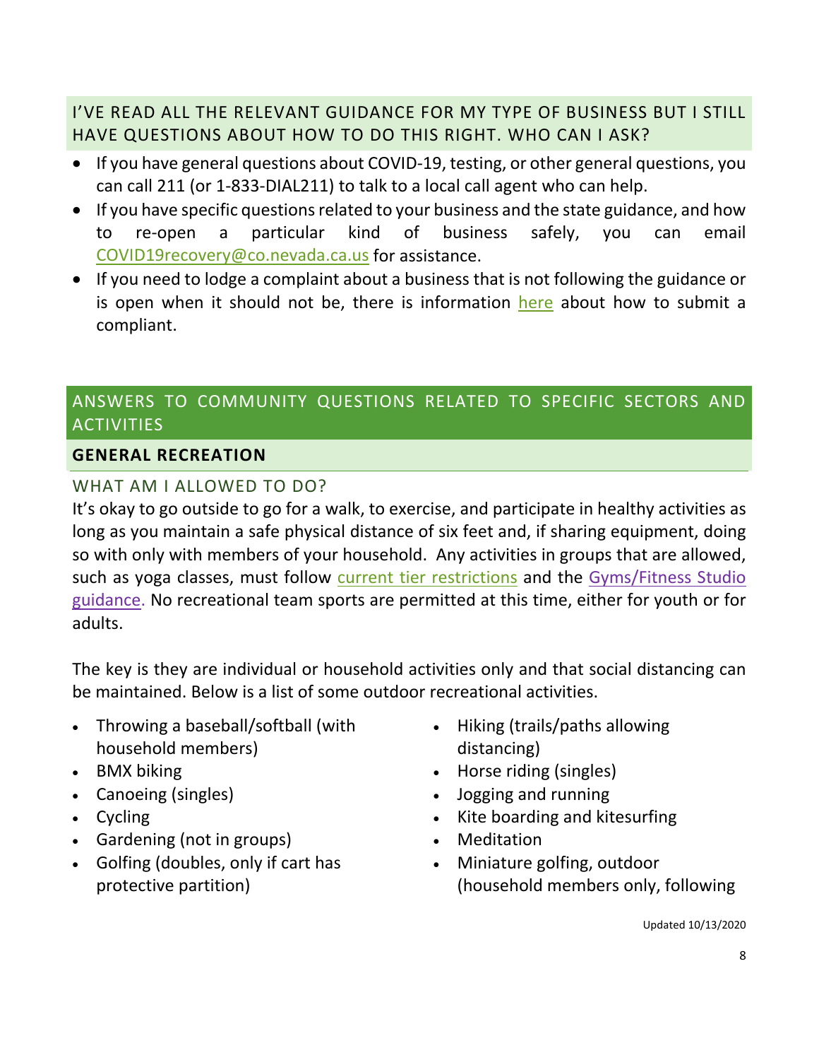## I'VE READ ALL THE RELEVANT GUIDANCE FOR MY TYPE OF BUSINESS BUT I STILL HAVE QUESTIONS ABOUT HOW TO DO THIS RIGHT. WHO CAN I ASK?

- If you have general questions about COVID-19, testing, or other general questions, you can call 211 (or 1-833-DIAL211) to talk to a local call agent who can help.
- If you have specific questions related to your business and the state guidance, and how to re-open a particular kind of business safely, you can email COVID19recovery@co.nevada.ca.us for assistance.
- If you need to lodge a complaint about a business that is not following the guidance or is open when it should not be, there is information here about how to submit a compliant.

## ANSWERS TO COMMUNITY QUESTIONS RELATED TO SPECIFIC SECTORS AND ACTIVITIES

### GENERAL RECREATION

#### WHAT AM I ALLOWED TO DO?

It's okay to go outside to go for a walk, to exercise, and participate in healthy activities as long as you maintain a safe physical distance of six feet and, if sharing equipment, doing so with only with members of your household. Any activities in groups that are allowed, such as yoga classes, must follow current tier restrictions and the Gyms/Fitness Studio guidance. No recreational team sports are permitted at this time, either for youth or for adults.

The key is they are individual or household activities only and that social distancing can be maintained. Below is a list of some outdoor recreational activities.

- Throwing a baseball/softball (with household members)
- BMX biking
- Canoeing (singles)
- Cycling
- Gardening (not in groups)
- Golfing (doubles, only if cart has protective partition)
- Hiking (trails/paths allowing distancing)
- Horse riding (singles)
- Jogging and running
- Kite boarding and kitesurfing
- Meditation
- Miniature golfing, outdoor (household members only, following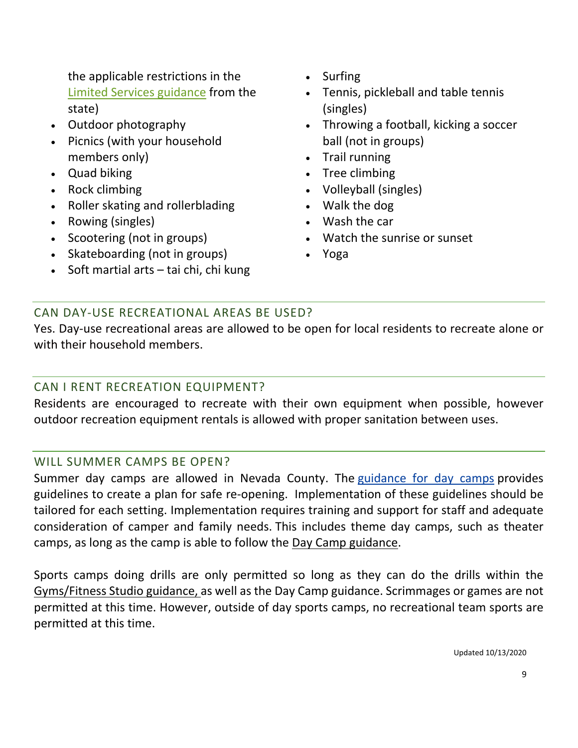the applicable restrictions in the Limited Services guidance from the state)
- Outdoor photography
- Picnics (with your household members only)
- Quad biking
- Rock climbing
- Roller skating and rollerblading
- Rowing (singles)
- Scootering (not in groups)
- Skateboarding (not in groups)
- Soft martial arts – tai chi, chi kung
- Surfing
- Tennis, pickleball and table tennis (singles)
- Throwing a football, kicking a soccer ball (not in groups)
- Trail running
- Tree climbing
- Volleyball (singles)
- Walk the dog
- Wash the car
- Watch the sunrise or sunset
- Yoga

## CAN DAY-USE RECREATIONAL AREAS BE USED?

Yes. Day-use recreational areas are allowed to be open for local residents to recreate alone or with their household members.

## CAN I RENT RECREATION EQUIPMENT?

Residents are encouraged to recreate with their own equipment when possible, however outdoor recreation equipment rentals is allowed with proper sanitation between uses.

## WILL SUMMER CAMPS BE OPEN?

Summer day camps are allowed in Nevada County. The guidance for day camps provides guidelines to create a plan for safe re-opening. Implementation of these guidelines should be tailored for each setting. Implementation requires training and support for staff and adequate consideration of camper and family needs. This includes theme day camps, such as theater camps, as long as the camp is able to follow the Day Camp guidance.

Sports camps doing drills are only permitted so long as they can do the drills within the Gyms/Fitness Studio guidance, as well as the Day Camp guidance. Scrimmages or games are not permitted at this time. However, outside of day sports camps, no recreational team sports are permitted at this time.

Updated 10/13/2020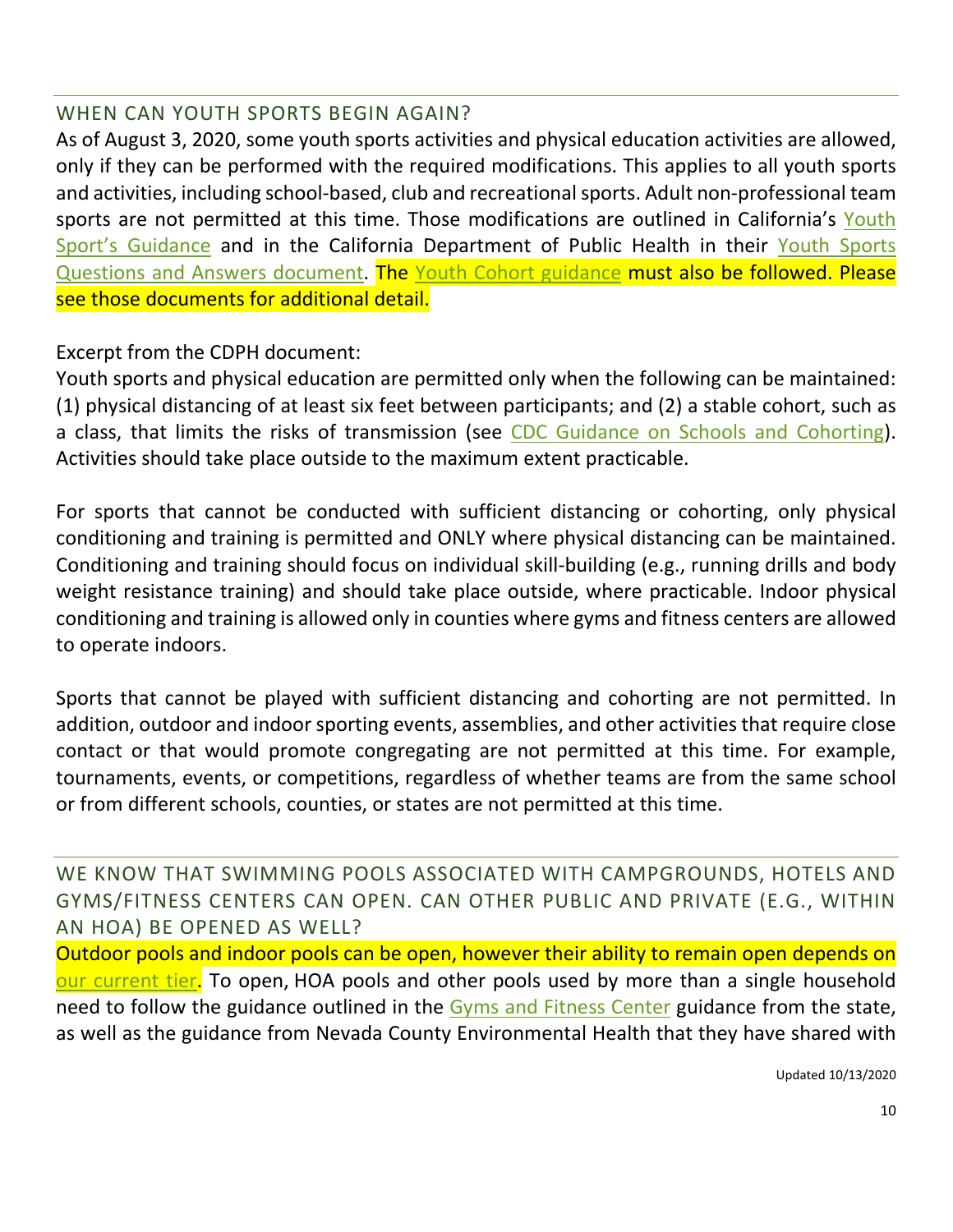## WHEN CAN YOUTH SPORTS BEGIN AGAIN?

As of August 3, 2020, some youth sports activities and physical education activities are allowed, only if they can be performed with the required modifications. This applies to all youth sports and activities, including school-based, club and recreational sports. Adult non-professional team sports are not permitted at this time. Those modifications are outlined in California's Youth Sport's Guidance and in the California Department of Public Health in their Youth Sports Questions and Answers document. The Youth Cohort guidance must also be followed. Please see those documents for additional detail.

Excerpt from the CDPH document:
Youth sports and physical education are permitted only when the following can be maintained: (1) physical distancing of at least six feet between participants; and (2) a stable cohort, such as a class, that limits the risks of transmission (see CDC Guidance on Schools and Cohorting). Activities should take place outside to the maximum extent practicable.

For sports that cannot be conducted with sufficient distancing or cohorting, only physical conditioning and training is permitted and ONLY where physical distancing can be maintained. Conditioning and training should focus on individual skill-building (e.g., running drills and body weight resistance training) and should take place outside, where practicable. Indoor physical conditioning and training is allowed only in counties where gyms and fitness centers are allowed to operate indoors.

Sports that cannot be played with sufficient distancing and cohorting are not permitted. In addition, outdoor and indoor sporting events, assemblies, and other activities that require close contact or that would promote congregating are not permitted at this time. For example, tournaments, events, or competitions, regardless of whether teams are from the same school or from different schools, counties, or states are not permitted at this time.

## WE KNOW THAT SWIMMING POOLS ASSOCIATED WITH CAMPGROUNDS, HOTELS AND GYMS/FITNESS CENTERS CAN OPEN. CAN OTHER PUBLIC AND PRIVATE (E.G., WITHIN AN HOA) BE OPENED AS WELL?

Outdoor pools and indoor pools can be open, however their ability to remain open depends on our current tier. To open, HOA pools and other pools used by more than a single household need to follow the guidance outlined in the Gyms and Fitness Center guidance from the state, as well as the guidance from Nevada County Environmental Health that they have shared with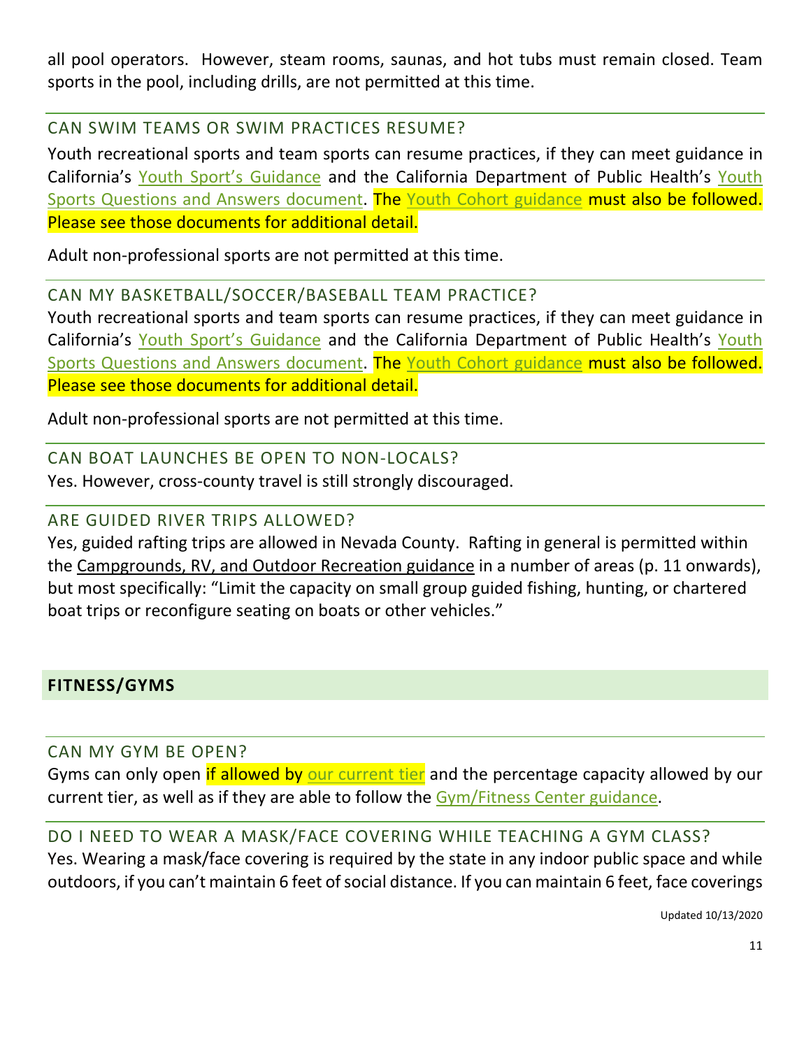all pool operators. However, steam rooms, saunas, and hot tubs must remain closed. Team sports in the pool, including drills, are not permitted at this time.

### CAN SWIM TEAMS OR SWIM PRACTICES RESUME?

Youth recreational sports and team sports can resume practices, if they can meet guidance in California's Youth Sport's Guidance and the California Department of Public Health's Youth Sports Questions and Answers document. The Youth Cohort guidance must also be followed. Please see those documents for additional detail.

Adult non-professional sports are not permitted at this time.

### CAN MY BASKETBALL/SOCCER/BASEBALL TEAM PRACTICE?

Youth recreational sports and team sports can resume practices, if they can meet guidance in California's Youth Sport's Guidance and the California Department of Public Health's Youth Sports Questions and Answers document. The Youth Cohort guidance must also be followed. Please see those documents for additional detail.

Adult non-professional sports are not permitted at this time.

### CAN BOAT LAUNCHES BE OPEN TO NON-LOCALS?

Yes. However, cross-county travel is still strongly discouraged.

### ARE GUIDED RIVER TRIPS ALLOWED?

Yes, guided rafting trips are allowed in Nevada County. Rafting in general is permitted within the Campgrounds, RV, and Outdoor Recreation guidance in a number of areas (p. 11 onwards), but most specifically: "Limit the capacity on small group guided fishing, hunting, or chartered boat trips or reconfigure seating on boats or other vehicles."

## FITNESS/GYMS

### CAN MY GYM BE OPEN?

Gyms can only open if allowed by our current tier and the percentage capacity allowed by our current tier, as well as if they are able to follow the Gym/Fitness Center guidance.

### DO I NEED TO WEAR A MASK/FACE COVERING WHILE TEACHING A GYM CLASS?

Yes. Wearing a mask/face covering is required by the state in any indoor public space and while outdoors, if you can't maintain 6 feet of social distance. If you can maintain 6 feet, face coverings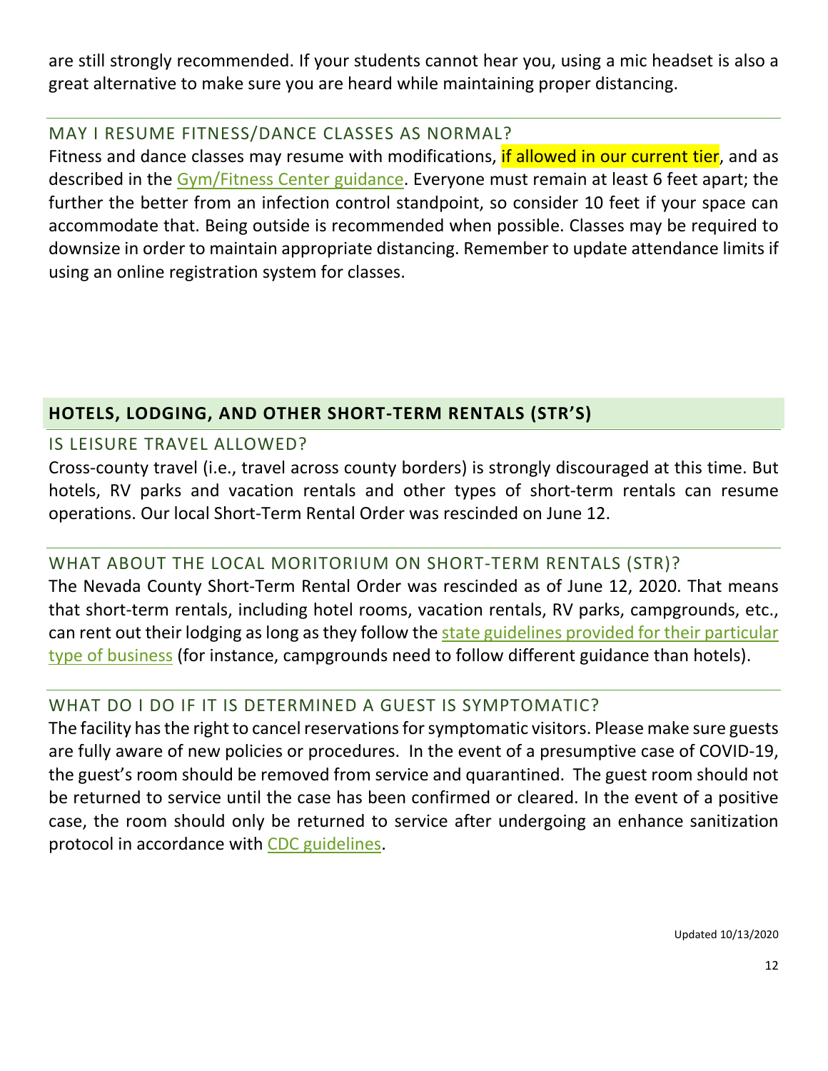are still strongly recommended. If your students cannot hear you, using a mic headset is also a great alternative to make sure you are heard while maintaining proper distancing.

### MAY I RESUME FITNESS/DANCE CLASSES AS NORMAL?

Fitness and dance classes may resume with modifications, if allowed in our current tier, and as described in the Gym/Fitness Center guidance. Everyone must remain at least 6 feet apart; the further the better from an infection control standpoint, so consider 10 feet if your space can accommodate that. Being outside is recommended when possible. Classes may be required to downsize in order to maintain appropriate distancing. Remember to update attendance limits if using an online registration system for classes.

## HOTELS, LODGING, AND OTHER SHORT-TERM RENTALS (STR'S)

### IS LEISURE TRAVEL ALLOWED?

Cross-county travel (i.e., travel across county borders) is strongly discouraged at this time. But hotels, RV parks and vacation rentals and other types of short-term rentals can resume operations. Our local Short-Term Rental Order was rescinded on June 12.

### WHAT ABOUT THE LOCAL MORITORIUM ON SHORT-TERM RENTALS (STR)?

The Nevada County Short-Term Rental Order was rescinded as of June 12, 2020. That means that short-term rentals, including hotel rooms, vacation rentals, RV parks, campgrounds, etc., can rent out their lodging as long as they follow the state guidelines provided for their particular type of business (for instance, campgrounds need to follow different guidance than hotels).

### WHAT DO I DO IF IT IS DETERMINED A GUEST IS SYMPTOMATIC?

The facility has the right to cancel reservations for symptomatic visitors. Please make sure guests are fully aware of new policies or procedures. In the event of a presumptive case of COVID-19, the guest's room should be removed from service and quarantined. The guest room should not be returned to service until the case has been confirmed or cleared. In the event of a positive case, the room should only be returned to service after undergoing an enhance sanitization protocol in accordance with CDC guidelines.

Updated 10/13/2020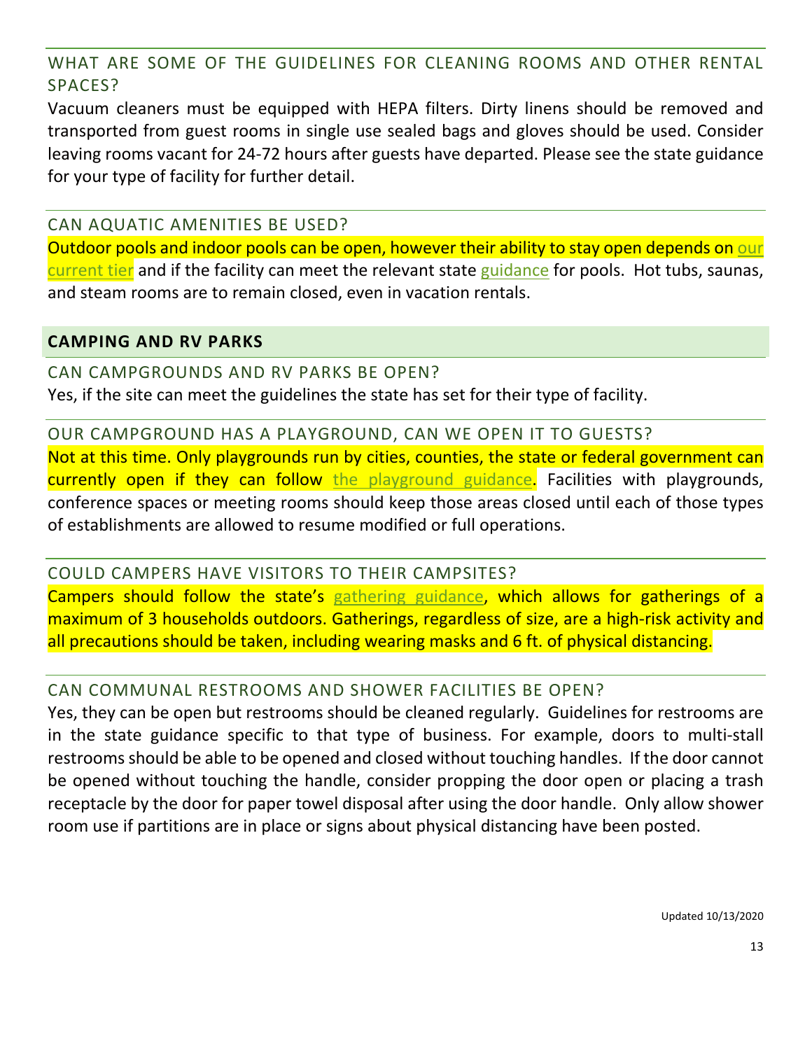### WHAT ARE SOME OF THE GUIDELINES FOR CLEANING ROOMS AND OTHER RENTAL SPACES?

Vacuum cleaners must be equipped with HEPA filters. Dirty linens should be removed and transported from guest rooms in single use sealed bags and gloves should be used. Consider leaving rooms vacant for 24-72 hours after guests have departed. Please see the state guidance for your type of facility for further detail.

### CAN AQUATIC AMENITIES BE USED?

Outdoor pools and indoor pools can be open, however their ability to stay open depends on our current tier and if the facility can meet the relevant state guidance for pools. Hot tubs, saunas, and steam rooms are to remain closed, even in vacation rentals.

## CAMPING AND RV PARKS

### CAN CAMPGROUNDS AND RV PARKS BE OPEN?

Yes, if the site can meet the guidelines the state has set for their type of facility.

### OUR CAMPGROUND HAS A PLAYGROUND, CAN WE OPEN IT TO GUESTS?

Not at this time. Only playgrounds run by cities, counties, the state or federal government can currently open if they can follow the playground guidance. Facilities with playgrounds, conference spaces or meeting rooms should keep those areas closed until each of those types of establishments are allowed to resume modified or full operations.

### COULD CAMPERS HAVE VISITORS TO THEIR CAMPSITES?

Campers should follow the state's gathering guidance, which allows for gatherings of a maximum of 3 households outdoors. Gatherings, regardless of size, are a high-risk activity and all precautions should be taken, including wearing masks and 6 ft. of physical distancing.

### CAN COMMUNAL RESTROOMS AND SHOWER FACILITIES BE OPEN?

Yes, they can be open but restrooms should be cleaned regularly. Guidelines for restrooms are in the state guidance specific to that type of business. For example, doors to multi-stall restrooms should be able to be opened and closed without touching handles. If the door cannot be opened without touching the handle, consider propping the door open or placing a trash receptacle by the door for paper towel disposal after using the door handle. Only allow shower room use if partitions are in place or signs about physical distancing have been posted.

Updated 10/13/2020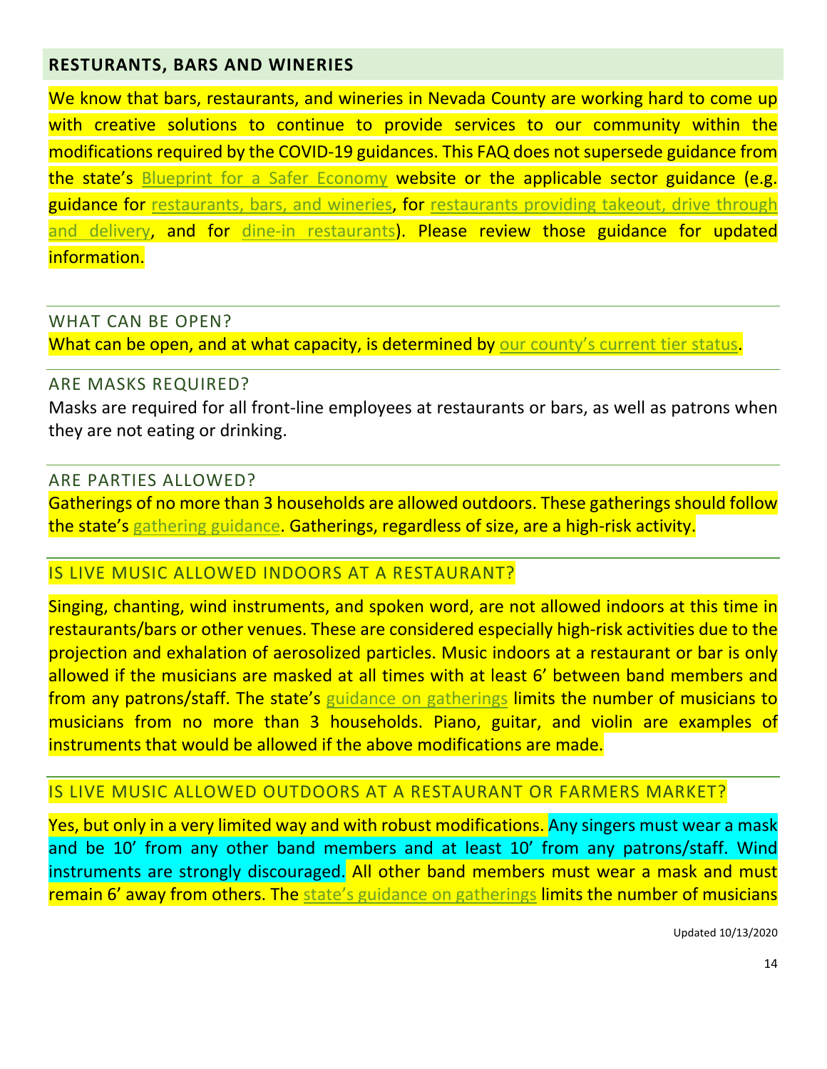## RESTURANTS, BARS AND WINERIES

We know that bars, restaurants, and wineries in Nevada County are working hard to come up with creative solutions to continue to provide services to our community within the modifications required by the COVID-19 guidances. This FAQ does not supersede guidance from the state's Blueprint for a Safer Economy website or the applicable sector guidance (e.g. guidance for restaurants, bars, and wineries, for restaurants providing takeout, drive through and delivery, and for dine-in restaurants). Please review those guidance for updated information.

### WHAT CAN BE OPEN?

What can be open, and at what capacity, is determined by our county's current tier status.

### ARE MASKS REQUIRED?

Masks are required for all front-line employees at restaurants or bars, as well as patrons when they are not eating or drinking.

### ARE PARTIES ALLOWED?

Gatherings of no more than 3 households are allowed outdoors. These gatherings should follow the state's gathering guidance. Gatherings, regardless of size, are a high-risk activity.

### IS LIVE MUSIC ALLOWED INDOORS AT A RESTAURANT?

Singing, chanting, wind instruments, and spoken word, are not allowed indoors at this time in restaurants/bars or other venues. These are considered especially high-risk activities due to the projection and exhalation of aerosolized particles. Music indoors at a restaurant or bar is only allowed if the musicians are masked at all times with at least 6' between band members and from any patrons/staff. The state's guidance on gatherings limits the number of musicians to musicians from no more than 3 households. Piano, guitar, and violin are examples of instruments that would be allowed if the above modifications are made.

### IS LIVE MUSIC ALLOWED OUTDOORS AT A RESTAURANT OR FARMERS MARKET?

Yes, but only in a very limited way and with robust modifications. Any singers must wear a mask and be 10' from any other band members and at least 10' from any patrons/staff. Wind instruments are strongly discouraged. All other band members must wear a mask and must remain 6' away from others. The state's guidance on gatherings limits the number of musicians

Updated 10/13/2020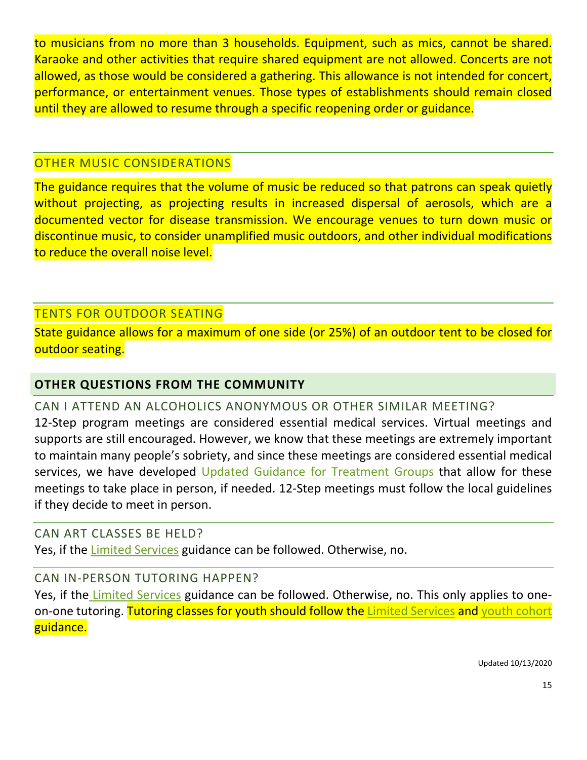to musicians from no more than 3 households. Equipment, such as mics, cannot be shared. Karaoke and other activities that require shared equipment are not allowed. Concerts are not allowed, as those would be considered a gathering. This allowance is not intended for concert, performance, or entertainment venues. Those types of establishments should remain closed until they are allowed to resume through a specific reopening order or guidance.

### OTHER MUSIC CONSIDERATIONS

The guidance requires that the volume of music be reduced so that patrons can speak quietly without projecting, as projecting results in increased dispersal of aerosols, which are a documented vector for disease transmission. We encourage venues to turn down music or discontinue music, to consider unamplified music outdoors, and other individual modifications to reduce the overall noise level.

### TENTS FOR OUTDOOR SEATING

State guidance allows for a maximum of one side (or 25%) of an outdoor tent to be closed for outdoor seating.

## OTHER QUESTIONS FROM THE COMMUNITY

### CAN I ATTEND AN ALCOHOLICS ANONYMOUS OR OTHER SIMILAR MEETING?

12-Step program meetings are considered essential medical services. Virtual meetings and supports are still encouraged. However, we know that these meetings are extremely important to maintain many people's sobriety, and since these meetings are considered essential medical services, we have developed Updated Guidance for Treatment Groups that allow for these meetings to take place in person, if needed. 12-Step meetings must follow the local guidelines if they decide to meet in person.

### CAN ART CLASSES BE HELD?

Yes, if the Limited Services guidance can be followed. Otherwise, no.

### CAN IN-PERSON TUTORING HAPPEN?

Yes, if the Limited Services guidance can be followed. Otherwise, no. This only applies to one-on-one tutoring. Tutoring classes for youth should follow the Limited Services and youth cohort guidance.

Updated 10/13/2020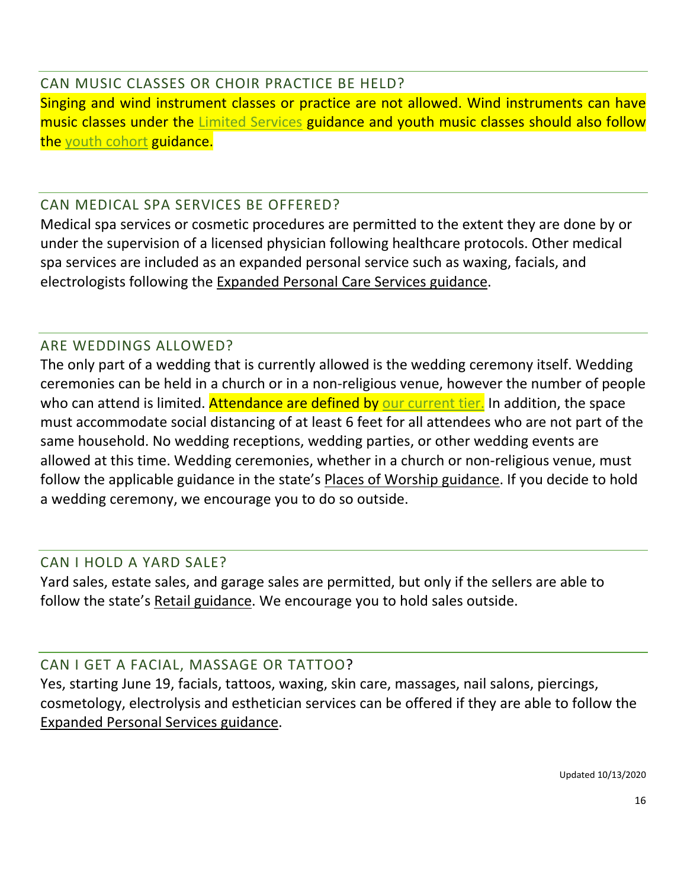## CAN MUSIC CLASSES OR CHOIR PRACTICE BE HELD?

Singing and wind instrument classes or practice are not allowed. Wind instruments can have music classes under the Limited Services guidance and youth music classes should also follow the youth cohort guidance.

## CAN MEDICAL SPA SERVICES BE OFFERED?

Medical spa services or cosmetic procedures are permitted to the extent they are done by or under the supervision of a licensed physician following healthcare protocols. Other medical spa services are included as an expanded personal service such as waxing, facials, and electrologists following the Expanded Personal Care Services guidance.

## ARE WEDDINGS ALLOWED?

The only part of a wedding that is currently allowed is the wedding ceremony itself. Wedding ceremonies can be held in a church or in a non-religious venue, however the number of people who can attend is limited. Attendance are defined by our current tier. In addition, the space must accommodate social distancing of at least 6 feet for all attendees who are not part of the same household. No wedding receptions, wedding parties, or other wedding events are allowed at this time. Wedding ceremonies, whether in a church or non-religious venue, must follow the applicable guidance in the state's Places of Worship guidance. If you decide to hold a wedding ceremony, we encourage you to do so outside.

## CAN I HOLD A YARD SALE?

Yard sales, estate sales, and garage sales are permitted, but only if the sellers are able to follow the state's Retail guidance. We encourage you to hold sales outside.

## CAN I GET A FACIAL, MASSAGE OR TATTOO?

Yes, starting June 19, facials, tattoos, waxing, skin care, massages, nail salons, piercings, cosmetology, electrolysis and esthetician services can be offered if they are able to follow the Expanded Personal Services guidance.

Updated 10/13/2020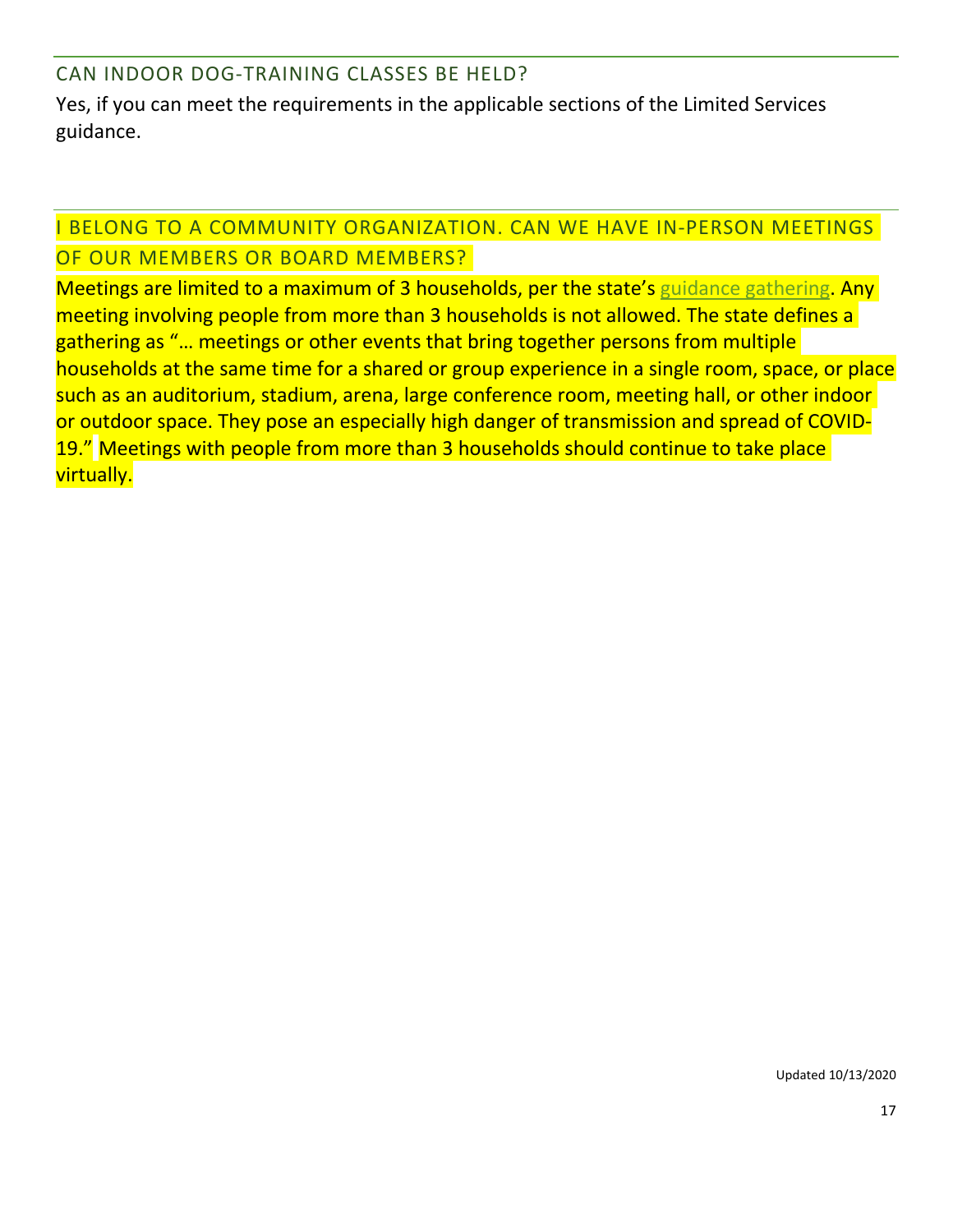## CAN INDOOR DOG-TRAINING CLASSES BE HELD?

Yes, if you can meet the requirements in the applicable sections of the Limited Services guidance.

## I BELONG TO A COMMUNITY ORGANIZATION. CAN WE HAVE IN-PERSON MEETINGS OF OUR MEMBERS OR BOARD MEMBERS?

Meetings are limited to a maximum of 3 households, per the state's guidance gathering. Any meeting involving people from more than 3 households is not allowed. The state defines a gathering as "… meetings or other events that bring together persons from multiple households at the same time for a shared or group experience in a single room, space, or place such as an auditorium, stadium, arena, large conference room, meeting hall, or other indoor or outdoor space. They pose an especially high danger of transmission and spread of COVID-19." Meetings with people from more than 3 households should continue to take place virtually.

Updated 10/13/2020